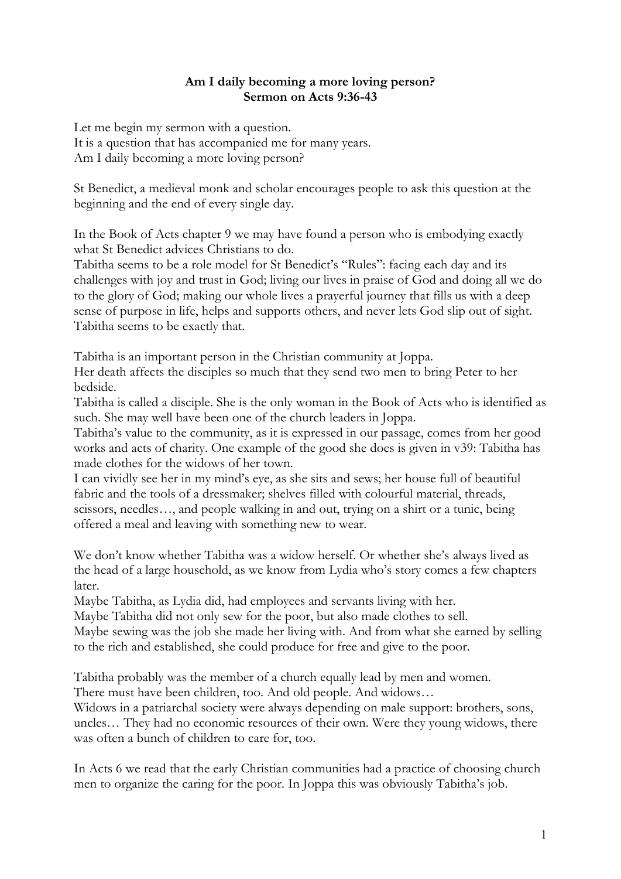**Am I daily becoming a more loving person?**
**Sermon on Acts 9:36-43**

Let me begin my sermon with a question.
It is a question that has accompanied me for many years.
Am I daily becoming a more loving person?

St Benedict, a medieval monk and scholar encourages people to ask this question at the beginning and the end of every single day.

In the Book of Acts chapter 9 we may have found a person who is embodying exactly what St Benedict advices Christians to do.
Tabitha seems to be a role model for St Benedict's "Rules": facing each day and its challenges with joy and trust in God; living our lives in praise of God and doing all we do to the glory of God; making our whole lives a prayerful journey that fills us with a deep sense of purpose in life, helps and supports others, and never lets God slip out of sight. Tabitha seems to be exactly that.

Tabitha is an important person in the Christian community at Joppa.
Her death affects the disciples so much that they send two men to bring Peter to her bedside.
Tabitha is called a disciple. She is the only woman in the Book of Acts who is identified as such. She may well have been one of the church leaders in Joppa.
Tabitha's value to the community, as it is expressed in our passage, comes from her good works and acts of charity. One example of the good she does is given in v39: Tabitha has made clothes for the widows of her town.
I can vividly see her in my mind's eye, as she sits and sews; her house full of beautiful fabric and the tools of a dressmaker; shelves filled with colourful material, threads, scissors, needles…, and people walking in and out, trying on a shirt or a tunic, being offered a meal and leaving with something new to wear.

We don't know whether Tabitha was a widow herself. Or whether she's always lived as the head of a large household, as we know from Lydia who's story comes a few chapters later.
Maybe Tabitha, as Lydia did, had employees and servants living with her.
Maybe Tabitha did not only sew for the poor, but also made clothes to sell.
Maybe sewing was the job she made her living with. And from what she earned by selling to the rich and established, she could produce for free and give to the poor.

Tabitha probably was the member of a church equally lead by men and women.
There must have been children, too. And old people. And widows…
Widows in a patriarchal society were always depending on male support: brothers, sons, uncles… They had no economic resources of their own. Were they young widows, there was often a bunch of children to care for, too.

In Acts 6 we read that the early Christian communities had a practice of choosing church men to organize the caring for the poor. In Joppa this was obviously Tabitha's job.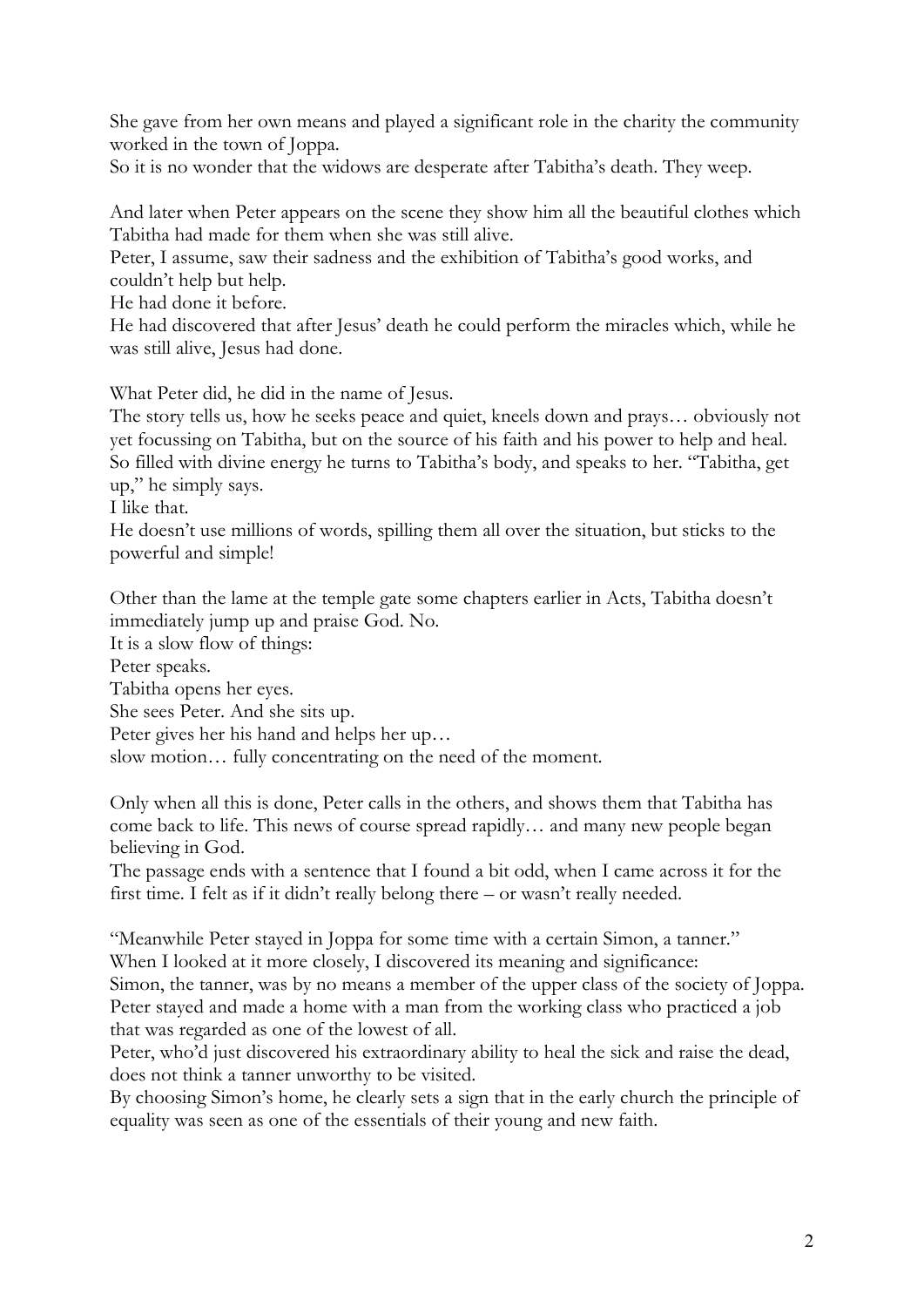She gave from her own means and played a significant role in the charity the community worked in the town of Joppa.
So it is no wonder that the widows are desperate after Tabitha's death. They weep.

And later when Peter appears on the scene they show him all the beautiful clothes which Tabitha had made for them when she was still alive.
Peter, I assume, saw their sadness and the exhibition of Tabitha's good works, and couldn't help but help.
He had done it before.
He had discovered that after Jesus' death he could perform the miracles which, while he was still alive, Jesus had done.

What Peter did, he did in the name of Jesus.
The story tells us, how he seeks peace and quiet, kneels down and prays… obviously not yet focussing on Tabitha, but on the source of his faith and his power to help and heal.
So filled with divine energy he turns to Tabitha's body, and speaks to her. "Tabitha, get up," he simply says.
I like that.
He doesn't use millions of words, spilling them all over the situation, but sticks to the powerful and simple!

Other than the lame at the temple gate some chapters earlier in Acts, Tabitha doesn't immediately jump up and praise God. No.
It is a slow flow of things:
Peter speaks.
Tabitha opens her eyes.
She sees Peter. And she sits up.
Peter gives her his hand and helps her up…
slow motion… fully concentrating on the need of the moment.

Only when all this is done, Peter calls in the others, and shows them that Tabitha has come back to life. This news of course spread rapidly… and many new people began believing in God.
The passage ends with a sentence that I found a bit odd, when I came across it for the first time. I felt as if it didn't really belong there – or wasn't really needed.

"Meanwhile Peter stayed in Joppa for some time with a certain Simon, a tanner."
When I looked at it more closely, I discovered its meaning and significance:
Simon, the tanner, was by no means a member of the upper class of the society of Joppa.
Peter stayed and made a home with a man from the working class who practiced a job that was regarded as one of the lowest of all.
Peter, who'd just discovered his extraordinary ability to heal the sick and raise the dead, does not think a tanner unworthy to be visited.
By choosing Simon's home, he clearly sets a sign that in the early church the principle of equality was seen as one of the essentials of their young and new faith.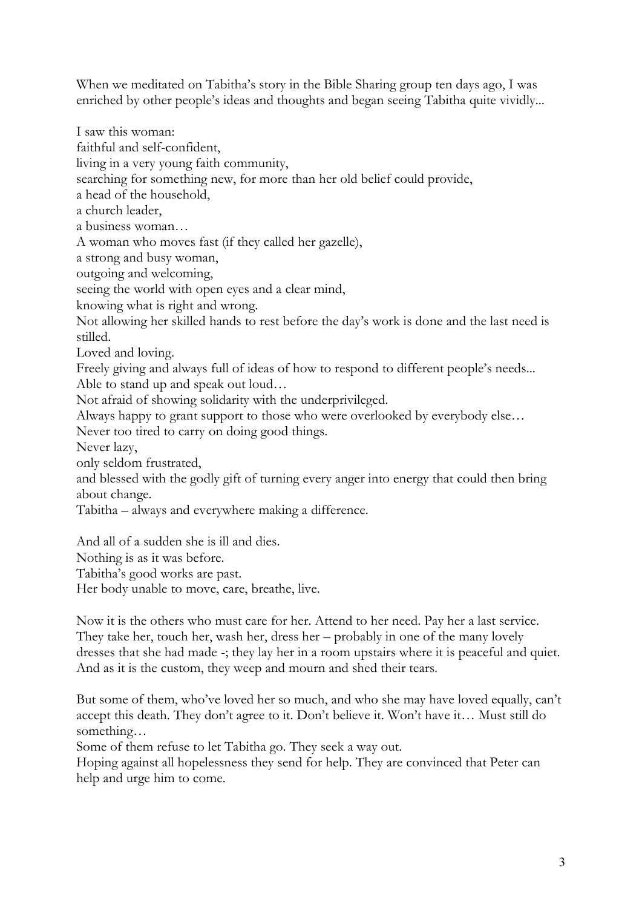When we meditated on Tabitha's story in the Bible Sharing group ten days ago, I was enriched by other people's ideas and thoughts and began seeing Tabitha quite vividly...

I saw this woman:  
faithful and self-confident,  
living in a very young faith community,  
searching for something new, for more than her old belief could provide,  
a head of the household,  
a church leader,  
a business woman…  
A woman who moves fast (if they called her gazelle),  
a strong and busy woman,  
outgoing and welcoming,  
seeing the world with open eyes and a clear mind,  
knowing what is right and wrong.  
Not allowing her skilled hands to rest before the day's work is done and the last need is stilled.  
Loved and loving.  
Freely giving and always full of ideas of how to respond to different people's needs...  
Able to stand up and speak out loud…  
Not afraid of showing solidarity with the underprivileged.  
Always happy to grant support to those who were overlooked by everybody else…  
Never too tired to carry on doing good things.  
Never lazy,  
only seldom frustrated,  
and blessed with the godly gift of turning every anger into energy that could then bring about change.  
Tabitha – always and everywhere making a difference.

And all of a sudden she is ill and dies.  
Nothing is as it was before.  
Tabitha's good works are past.  
Her body unable to move, care, breathe, live.

Now it is the others who must care for her. Attend to her need. Pay her a last service. They take her, touch her, wash her, dress her – probably in one of the many lovely dresses that she had made -; they lay her in a room upstairs where it is peaceful and quiet. And as it is the custom, they weep and mourn and shed their tears.

But some of them, who've loved her so much, and who she may have loved equally, can't accept this death. They don't agree to it. Don't believe it. Won't have it… Must still do something…  
Some of them refuse to let Tabitha go. They seek a way out.  
Hoping against all hopelessness they send for help. They are convinced that Peter can help and urge him to come.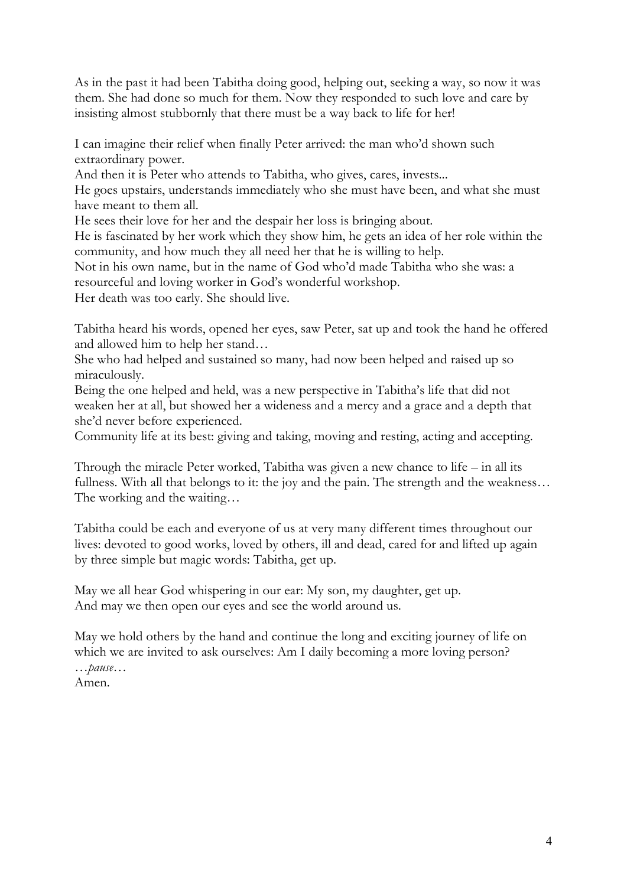As in the past it had been Tabitha doing good, helping out, seeking a way, so now it was them. She had done so much for them. Now they responded to such love and care by insisting almost stubbornly that there must be a way back to life for her!

I can imagine their relief when finally Peter arrived: the man who'd shown such extraordinary power.
And then it is Peter who attends to Tabitha, who gives, cares, invests...
He goes upstairs, understands immediately who she must have been, and what she must have meant to them all.
He sees their love for her and the despair her loss is bringing about.
He is fascinated by her work which they show him, he gets an idea of her role within the community, and how much they all need her that he is willing to help.
Not in his own name, but in the name of God who'd made Tabitha who she was: a resourceful and loving worker in God's wonderful workshop.
Her death was too early. She should live.

Tabitha heard his words, opened her eyes, saw Peter, sat up and took the hand he offered and allowed him to help her stand…
She who had helped and sustained so many, had now been helped and raised up so miraculously.
Being the one helped and held, was a new perspective in Tabitha's life that did not weaken her at all, but showed her a wideness and a mercy and a grace and a depth that she'd never before experienced.
Community life at its best: giving and taking, moving and resting, acting and accepting.

Through the miracle Peter worked, Tabitha was given a new chance to life – in all its fullness. With all that belongs to it: the joy and the pain. The strength and the weakness… The working and the waiting…

Tabitha could be each and everyone of us at very many different times throughout our lives: devoted to good works, loved by others, ill and dead, cared for and lifted up again by three simple but magic words: Tabitha, get up.

May we all hear God whispering in our ear: My son, my daughter, get up.
And may we then open our eyes and see the world around us.

May we hold others by the hand and continue the long and exciting journey of life on which we are invited to ask ourselves: Am I daily becoming a more loving person?
…*pause*…
Amen.